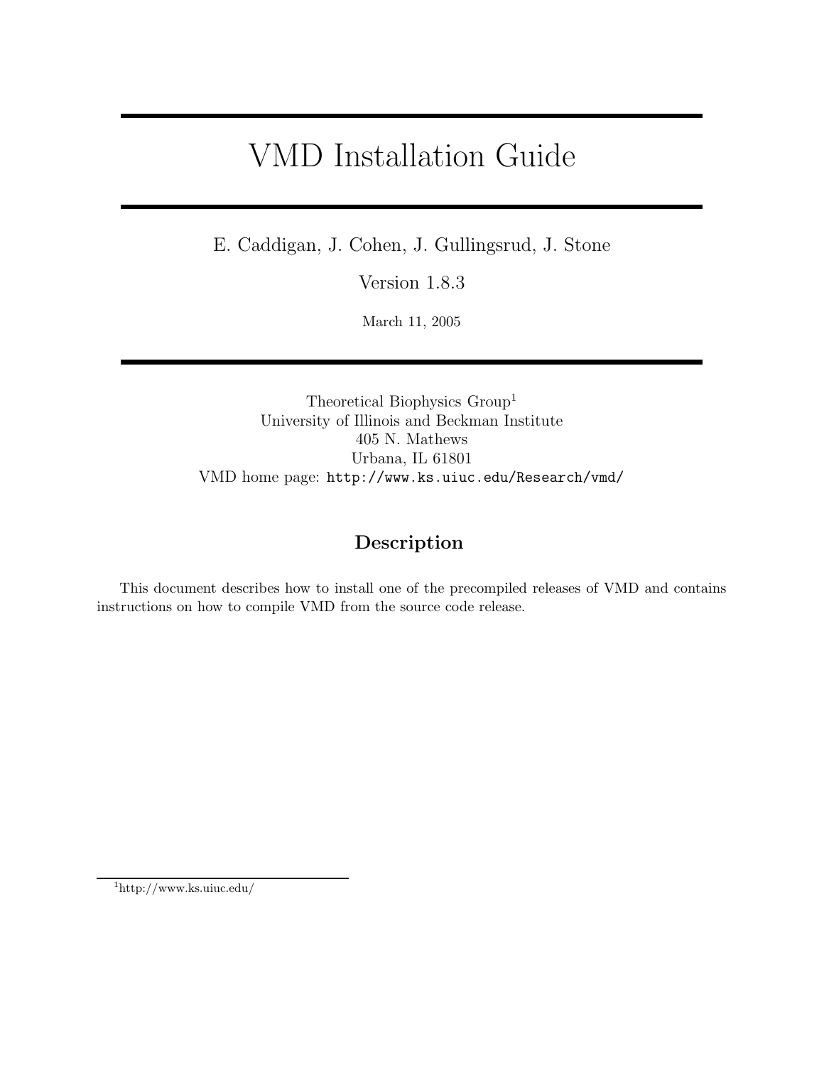# VMD Installation Guide

E. Caddigan, J. Cohen, J. Gullingsrud, J. Stone

Version 1.8.3

March 11, 2005

Theoretical Biophysics Group[1]
University of Illinois and Beckman Institute
405 N. Mathews
Urbana, IL 61801
VMD home page: `http://www.ks.uiuc.edu/Research/vmd/`

## Description

This document describes how to install one of the precompiled releases of VMD and contains instructions on how to compile VMD from the source code release.

[1] http://www.ks.uiuc.edu/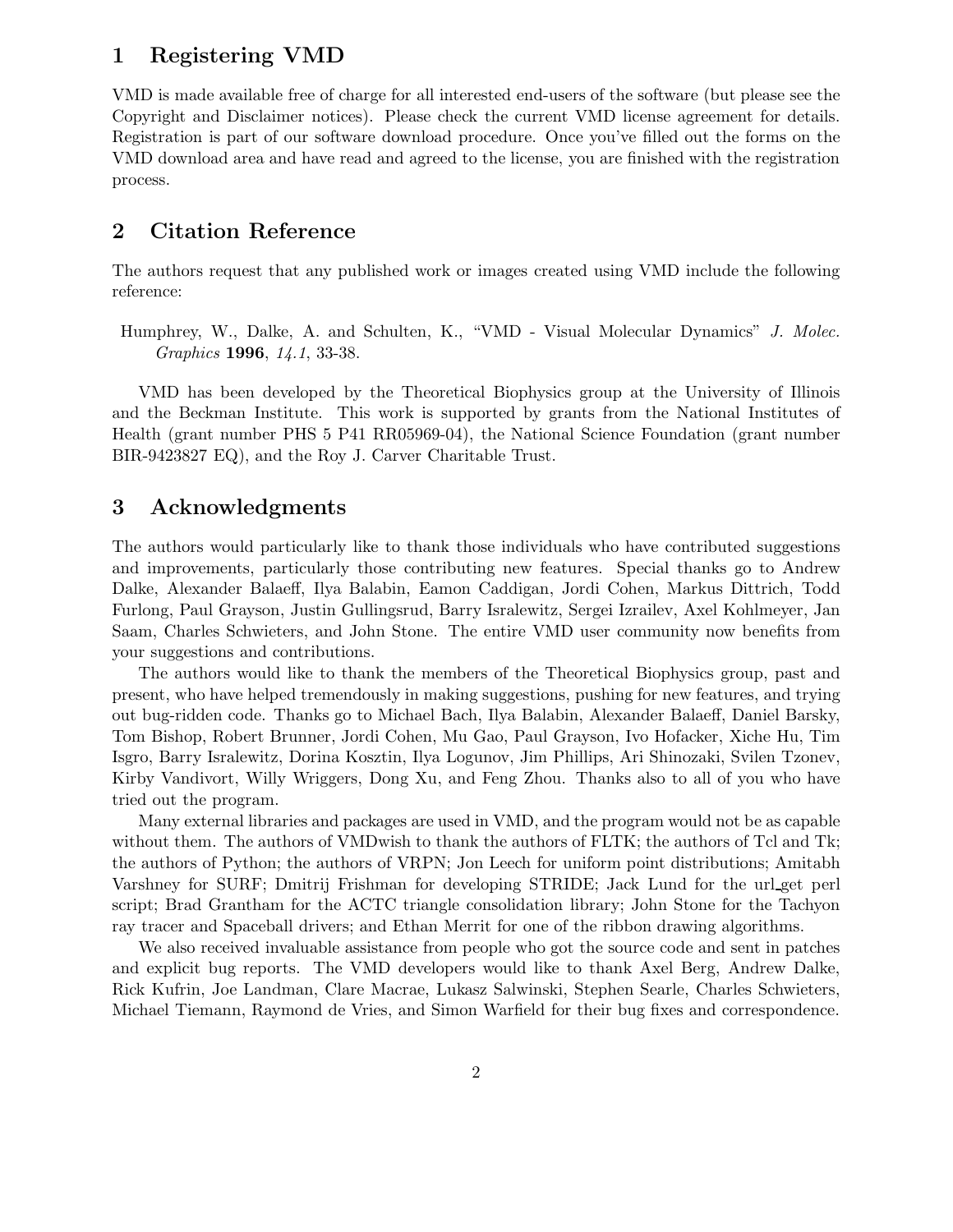# 1 Registering VMD

VMD is made available free of charge for all interested end-users of the software (but please see the Copyright and Disclaimer notices). Please check the current VMD license agreement for details. Registration is part of our software download procedure. Once you've filled out the forms on the VMD download area and have read and agreed to the license, you are finished with the registration process.

# 2 Citation Reference

The authors request that any published work or images created using VMD include the following reference:

Humphrey, W., Dalke, A. and Schulten, K., "VMD - Visual Molecular Dynamics" *J. Molec. Graphics* **1996**, *14.1*, 33-38.

VMD has been developed by the Theoretical Biophysics group at the University of Illinois and the Beckman Institute. This work is supported by grants from the National Institutes of Health (grant number PHS 5 P41 RR05969-04), the National Science Foundation (grant number BIR-9423827 EQ), and the Roy J. Carver Charitable Trust.

# 3 Acknowledgments

The authors would particularly like to thank those individuals who have contributed suggestions and improvements, particularly those contributing new features. Special thanks go to Andrew Dalke, Alexander Balaeff, Ilya Balabin, Eamon Caddigan, Jordi Cohen, Markus Dittrich, Todd Furlong, Paul Grayson, Justin Gullingsrud, Barry Isralewitz, Sergei Izrailev, Axel Kohlmeyer, Jan Saam, Charles Schwieters, and John Stone. The entire VMD user community now benefits from your suggestions and contributions.

The authors would like to thank the members of the Theoretical Biophysics group, past and present, who have helped tremendously in making suggestions, pushing for new features, and trying out bug-ridden code. Thanks go to Michael Bach, Ilya Balabin, Alexander Balaeff, Daniel Barsky, Tom Bishop, Robert Brunner, Jordi Cohen, Mu Gao, Paul Grayson, Ivo Hofacker, Xiche Hu, Tim Isgro, Barry Isralewitz, Dorina Kosztin, Ilya Logunov, Jim Phillips, Ari Shinozaki, Svilen Tzonev, Kirby Vandivort, Willy Wriggers, Dong Xu, and Feng Zhou. Thanks also to all of you who have tried out the program.

Many external libraries and packages are used in VMD, and the program would not be as capable without them. The authors of VMDwish to thank the authors of FLTK; the authors of Tcl and Tk; the authors of Python; the authors of VRPN; Jon Leech for uniform point distributions; Amitabh Varshney for SURF; Dmitrij Frishman for developing STRIDE; Jack Lund for the url_get perl script; Brad Grantham for the ACTC triangle consolidation library; John Stone for the Tachyon ray tracer and Spaceball drivers; and Ethan Merrit for one of the ribbon drawing algorithms.

We also received invaluable assistance from people who got the source code and sent in patches and explicit bug reports. The VMD developers would like to thank Axel Berg, Andrew Dalke, Rick Kufrin, Joe Landman, Clare Macrae, Lukasz Salwinski, Stephen Searle, Charles Schwieters, Michael Tiemann, Raymond de Vries, and Simon Warfield for their bug fixes and correspondence.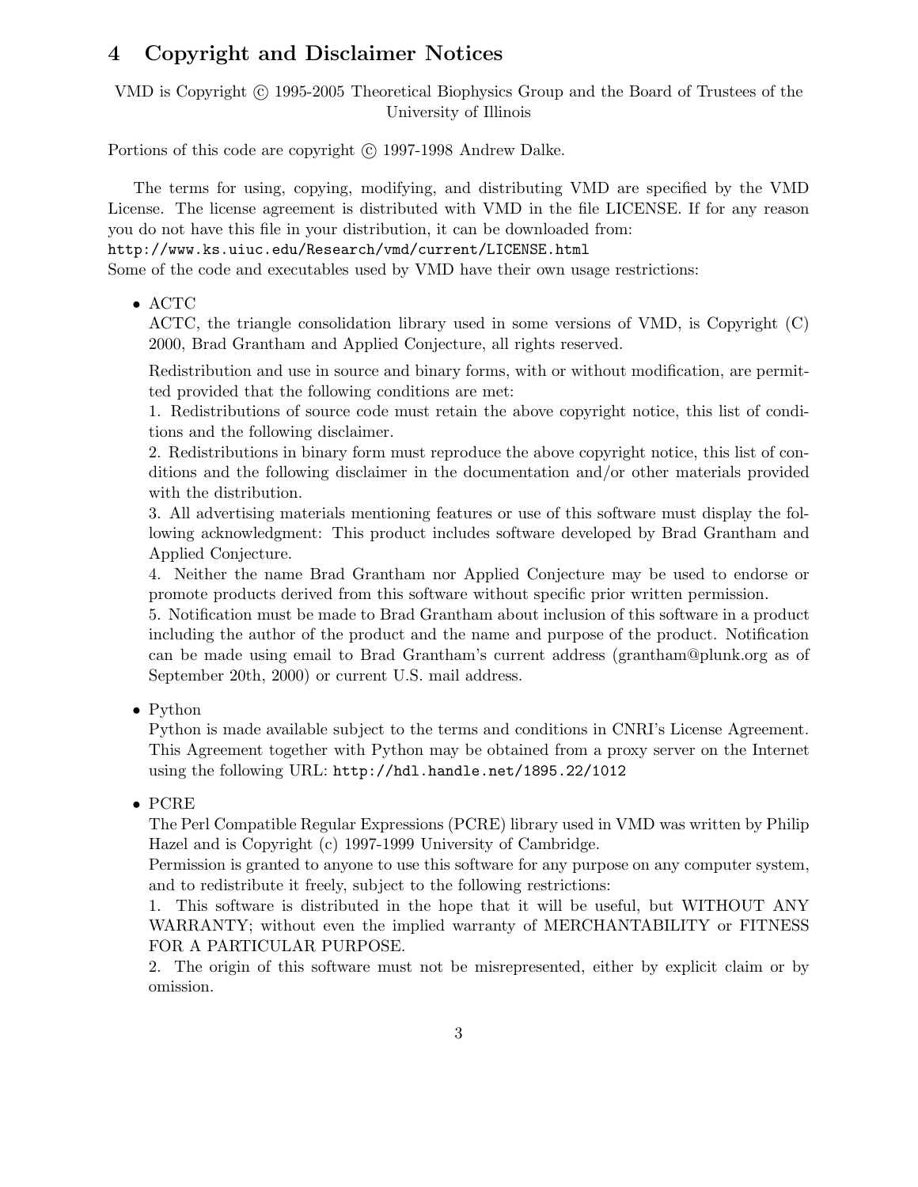## 4 Copyright and Disclaimer Notices

VMD is Copyright © 1995-2005 Theoretical Biophysics Group and the Board of Trustees of the University of Illinois

Portions of this code are copyright © 1997-1998 Andrew Dalke.

The terms for using, copying, modifying, and distributing VMD are specified by the VMD License. The license agreement is distributed with VMD in the file LICENSE. If for any reason you do not have this file in your distribution, it can be downloaded from:
`http://www.ks.uiuc.edu/Research/vmd/current/LICENSE.html`
Some of the code and executables used by VMD have their own usage restrictions:

- ACTC
  ACTC, the triangle consolidation library used in some versions of VMD, is Copyright (C) 2000, Brad Grantham and Applied Conjecture, all rights reserved.

  Redistribution and use in source and binary forms, with or without modification, are permitted provided that the following conditions are met:
  1. Redistributions of source code must retain the above copyright notice, this list of conditions and the following disclaimer.
  2. Redistributions in binary form must reproduce the above copyright notice, this list of conditions and the following disclaimer in the documentation and/or other materials provided with the distribution.
  3. All advertising materials mentioning features or use of this software must display the following acknowledgment: This product includes software developed by Brad Grantham and Applied Conjecture.
  4. Neither the name Brad Grantham nor Applied Conjecture may be used to endorse or promote products derived from this software without specific prior written permission.
  5. Notification must be made to Brad Grantham about inclusion of this software in a product including the author of the product and the name and purpose of the product. Notification can be made using email to Brad Grantham's current address (grantham@plunk.org as of September 20th, 2000) or current U.S. mail address.

- Python
  Python is made available subject to the terms and conditions in CNRI's License Agreement. This Agreement together with Python may be obtained from a proxy server on the Internet using the following URL: `http://hdl.handle.net/1895.22/1012`

- PCRE
  The Perl Compatible Regular Expressions (PCRE) library used in VMD was written by Philip Hazel and is Copyright (c) 1997-1999 University of Cambridge.
  Permission is granted to anyone to use this software for any purpose on any computer system, and to redistribute it freely, subject to the following restrictions:
  1. This software is distributed in the hope that it will be useful, but WITHOUT ANY WARRANTY; without even the implied warranty of MERCHANTABILITY or FITNESS FOR A PARTICULAR PURPOSE.
  2. The origin of this software must not be misrepresented, either by explicit claim or by omission.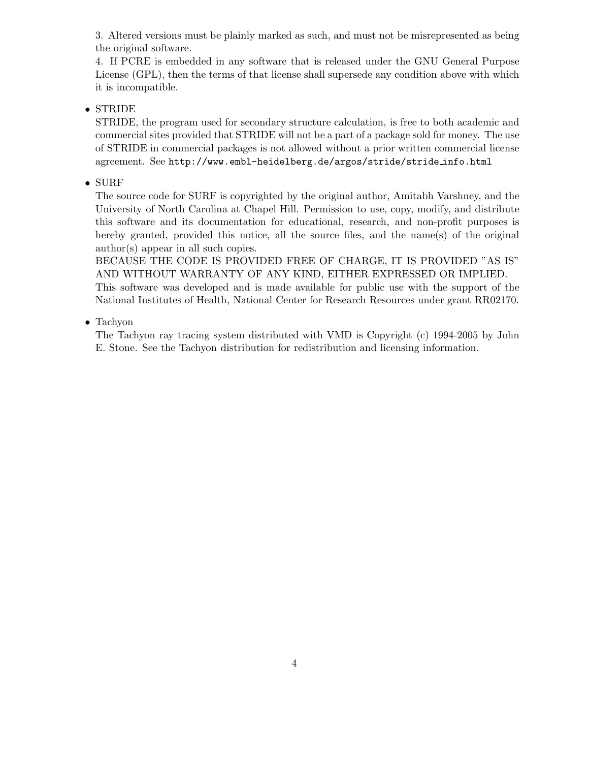3. Altered versions must be plainly marked as such, and must not be misrepresented as being the original software.
4. If PCRE is embedded in any software that is released under the GNU General Purpose License (GPL), then the terms of that license shall supersede any condition above with which it is incompatible.

- STRIDE
  STRIDE, the program used for secondary structure calculation, is free to both academic and commercial sites provided that STRIDE will not be a part of a package sold for money. The use of STRIDE in commercial packages is not allowed without a prior written commercial license agreement. See `http://www.embl-heidelberg.de/argos/stride/stride_info.html`

- SURF
  The source code for SURF is copyrighted by the original author, Amitabh Varshney, and the University of North Carolina at Chapel Hill. Permission to use, copy, modify, and distribute this software and its documentation for educational, research, and non-profit purposes is hereby granted, provided this notice, all the source files, and the name(s) of the original author(s) appear in all such copies.
  BECAUSE THE CODE IS PROVIDED FREE OF CHARGE, IT IS PROVIDED "AS IS" AND WITHOUT WARRANTY OF ANY KIND, EITHER EXPRESSED OR IMPLIED.
  This software was developed and is made available for public use with the support of the National Institutes of Health, National Center for Research Resources under grant RR02170.

- Tachyon
  The Tachyon ray tracing system distributed with VMD is Copyright (c) 1994-2005 by John E. Stone. See the Tachyon distribution for redistribution and licensing information.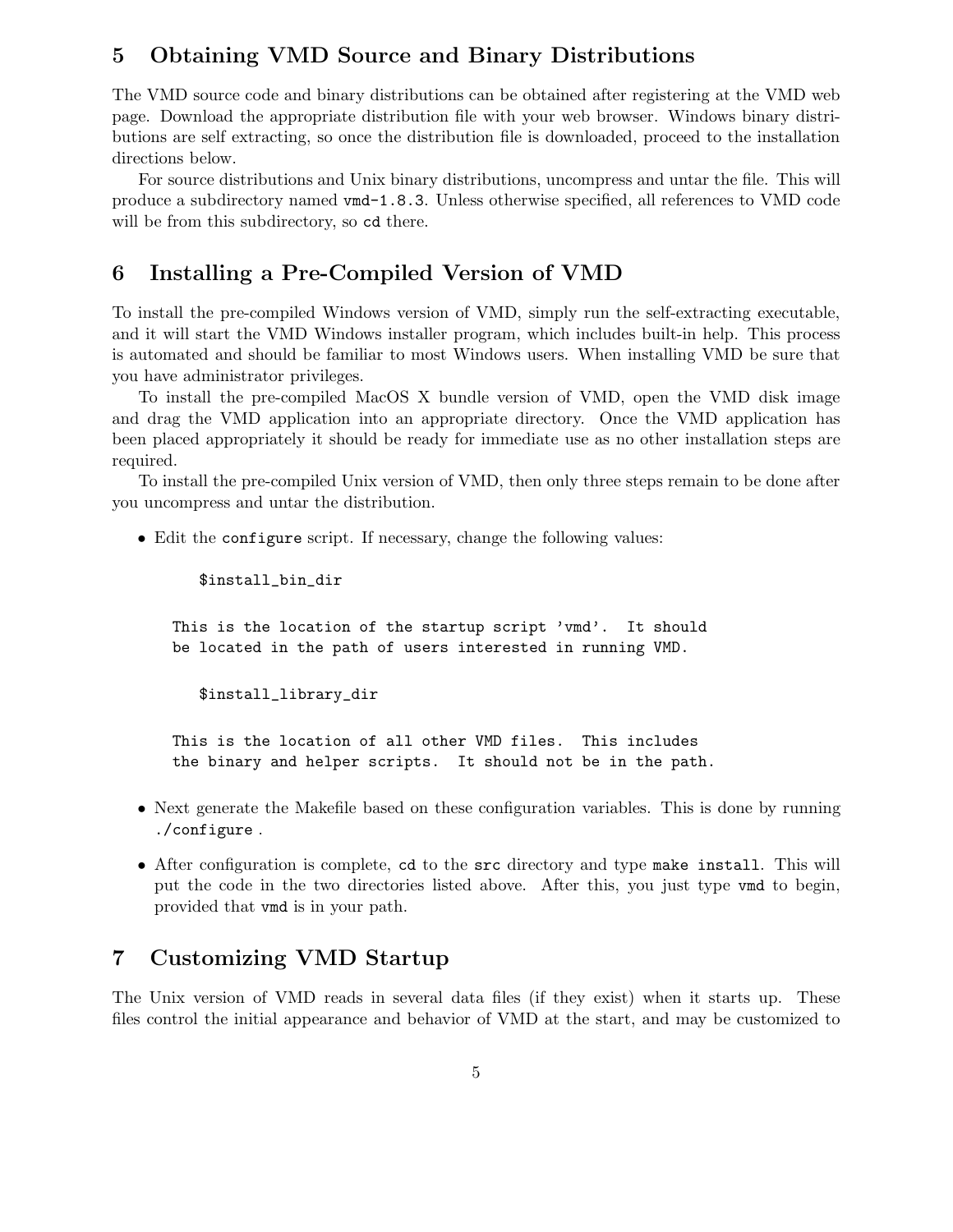## 5 Obtaining VMD Source and Binary Distributions

The VMD source code and binary distributions can be obtained after registering at the VMD web page. Download the appropriate distribution file with your web browser. Windows binary distributions are self extracting, so once the distribution file is downloaded, proceed to the installation directions below.

For source distributions and Unix binary distributions, uncompress and untar the file. This will produce a subdirectory named `vmd-1.8.3`. Unless otherwise specified, all references to VMD code will be from this subdirectory, so `cd` there.

## 6 Installing a Pre-Compiled Version of VMD

To install the pre-compiled Windows version of VMD, simply run the self-extracting executable, and it will start the VMD Windows installer program, which includes built-in help. This process is automated and should be familiar to most Windows users. When installing VMD be sure that you have administrator privileges.

To install the pre-compiled MacOS X bundle version of VMD, open the VMD disk image and drag the VMD application into an appropriate directory. Once the VMD application has been placed appropriately it should be ready for immediate use as no other installation steps are required.

To install the pre-compiled Unix version of VMD, then only three steps remain to be done after you uncompress and untar the distribution.

- Edit the `configure` script. If necessary, change the following values:

```
    $install_bin_dir

This is the location of the startup script 'vmd'.  It should
be located in the path of users interested in running VMD.

    $install_library_dir

This is the location of all other VMD files.  This includes
the binary and helper scripts.  It should not be in the path.
```

- Next generate the Makefile based on these configuration variables. This is done by running `./configure` .

- After configuration is complete, `cd` to the `src` directory and type `make install`. This will put the code in the two directories listed above. After this, you just type `vmd` to begin, provided that `vmd` is in your path.

## 7 Customizing VMD Startup

The Unix version of VMD reads in several data files (if they exist) when it starts up. These files control the initial appearance and behavior of VMD at the start, and may be customized to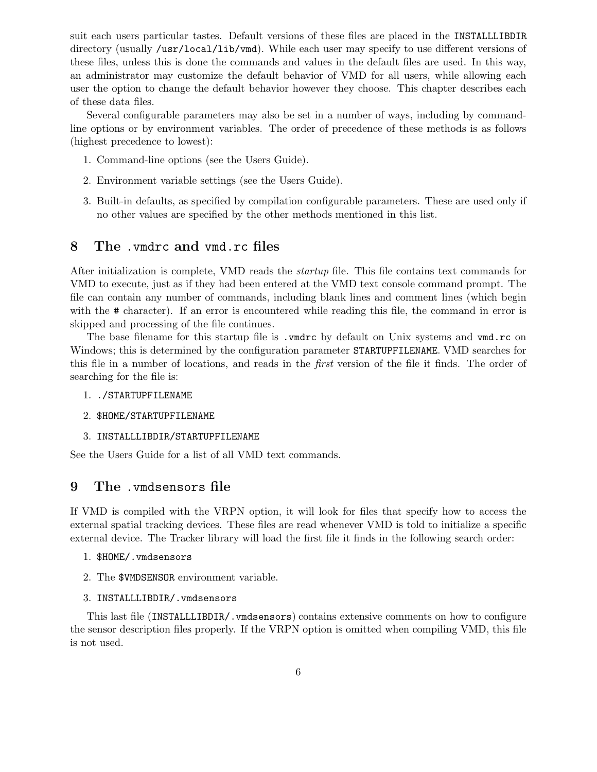suit each users particular tastes. Default versions of these files are placed in the `INSTALLLIBDIR` directory (usually `/usr/local/lib/vmd`). While each user may specify to use different versions of these files, unless this is done the commands and values in the default files are used. In this way, an administrator may customize the default behavior of VMD for all users, while allowing each user the option to change the default behavior however they choose. This chapter describes each of these data files.

Several configurable parameters may also be set in a number of ways, including by command-line options or by environment variables. The order of precedence of these methods is as follows (highest precedence to lowest):

1. Command-line options (see the Users Guide).
2. Environment variable settings (see the Users Guide).
3. Built-in defaults, as specified by compilation configurable parameters. These are used only if no other values are specified by the other methods mentioned in this list.

## 8 The `.vmdrc` and `vmd.rc` files

After initialization is complete, VMD reads the *startup* file. This file contains text commands for VMD to execute, just as if they had been entered at the VMD text console command prompt. The file can contain any number of commands, including blank lines and comment lines (which begin with the `#` character). If an error is encountered while reading this file, the command in error is skipped and processing of the file continues.

The base filename for this startup file is `.vmdrc` by default on Unix systems and `vmd.rc` on Windows; this is determined by the configuration parameter `STARTUPFILENAME`. VMD searches for this file in a number of locations, and reads in the *first* version of the file it finds. The order of searching for the file is:

1. `./STARTUPFILENAME`
2. `$HOME/STARTUPFILENAME`
3. `INSTALLLIBDIR/STARTUPFILENAME`

See the Users Guide for a list of all VMD text commands.

## 9 The `.vmdsensors` file

If VMD is compiled with the VRPN option, it will look for files that specify how to access the external spatial tracking devices. These files are read whenever VMD is told to initialize a specific external device. The Tracker library will load the first file it finds in the following search order:

1. `$HOME/.vmdsensors`
2. The `$VMDSENSOR` environment variable.
3. `INSTALLLIBDIR/.vmdsensors`

This last file (`INSTALLLIBDIR/.vmdsensors`) contains extensive comments on how to configure the sensor description files properly. If the VRPN option is omitted when compiling VMD, this file is not used.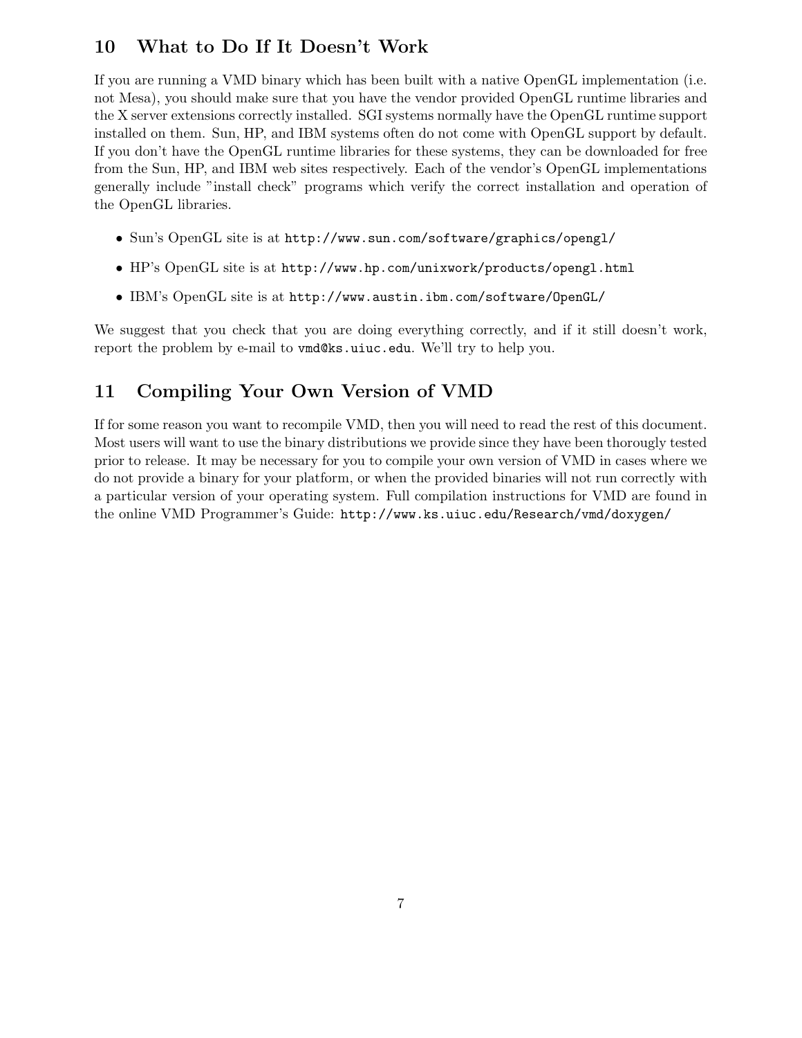## 10 What to Do If It Doesn't Work

If you are running a VMD binary which has been built with a native OpenGL implementation (i.e. not Mesa), you should make sure that you have the vendor provided OpenGL runtime libraries and the X server extensions correctly installed. SGI systems normally have the OpenGL runtime support installed on them. Sun, HP, and IBM systems often do not come with OpenGL support by default. If you don't have the OpenGL runtime libraries for these systems, they can be downloaded for free from the Sun, HP, and IBM web sites respectively. Each of the vendor's OpenGL implementations generally include "install check" programs which verify the correct installation and operation of the OpenGL libraries.

- Sun's OpenGL site is at `http://www.sun.com/software/graphics/opengl/`
- HP's OpenGL site is at `http://www.hp.com/unixwork/products/opengl.html`
- IBM's OpenGL site is at `http://www.austin.ibm.com/software/OpenGL/`

We suggest that you check that you are doing everything correctly, and if it still doesn't work, report the problem by e-mail to `vmd@ks.uiuc.edu`. We'll try to help you.

## 11 Compiling Your Own Version of VMD

If for some reason you want to recompile VMD, then you will need to read the rest of this document. Most users will want to use the binary distributions we provide since they have been thorougly tested prior to release. It may be necessary for you to compile your own version of VMD in cases where we do not provide a binary for your platform, or when the provided binaries will not run correctly with a particular version of your operating system. Full compilation instructions for VMD are found in the online VMD Programmer's Guide: `http://www.ks.uiuc.edu/Research/vmd/doxygen/`